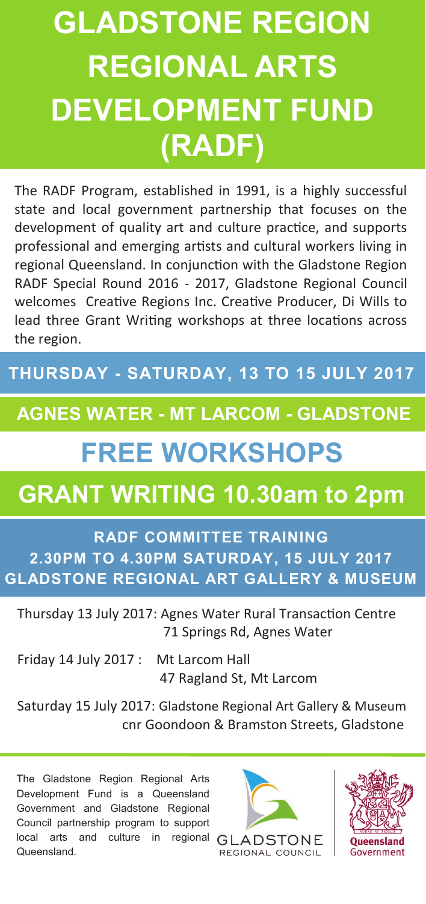# GLADSTONE REGION REGIONAL ARTS DEVELOPMENT FUND (RADF)

The RADF Program, established in 1991, is a highly successful state and local government partnership that focuses on the development of quality art and culture practice, and supports professional and emerging artists and cultural workers living in regional Queensland. In conjunction with the Gladstone Region RADF Special Round 2016 - 2017, Gladstone Regional Council welcomes Creative Regions Inc. Creative Producer, Di Wills to lead three Grant Writing workshops at three locations across the region.

**THURSDAY - SATURDAY, 13 TO 15 JULY 2017**

**AGNES WATER - MT LARCOM - GLADSTONE**

## FREE WORKSHOPS

## GRANT WRITING 10.30am to 2pm

**RADF COMMITTEE TRAINING**
**2.30PM TO 4.30PM SATURDAY, 15 JULY 2017**
**GLADSTONE REGIONAL ART GALLERY & MUSEUM**

Thursday 13 July 2017: Agnes Water Rural Transaction Centre
71 Springs Rd, Agnes Water

Friday 14 July 2017 : Mt Larcom Hall
47 Ragland St, Mt Larcom

Saturday 15 July 2017: Gladstone Regional Art Gallery & Museum
cnr Goondoon & Bramston Streets, Gladstone

The Gladstone Region Regional Arts Development Fund is a Queensland Government and Gladstone Regional Council partnership program to support local arts and culture in regional Queensland.

GLADSTONE REGIONAL COUNCIL

Queensland Government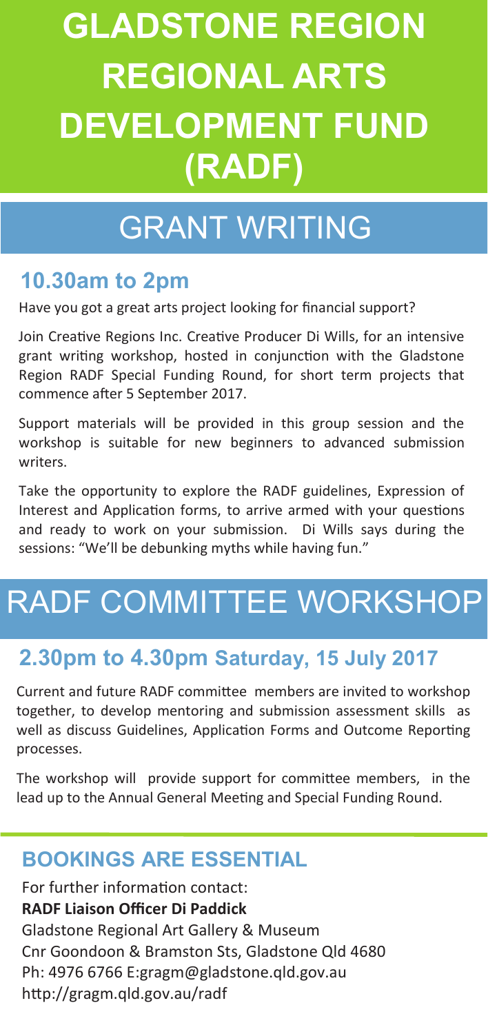# GLADSTONE REGION REGIONAL ARTS DEVELOPMENT FUND (RADF)

## GRANT WRITING

### 10.30am to 2pm

Have you got a great arts project looking for financial support?

Join Creative Regions Inc. Creative Producer Di Wills, for an intensive grant writing workshop, hosted in conjunction with the Gladstone Region RADF Special Funding Round, for short term projects that commence after 5 September 2017.

Support materials will be provided in this group session and the workshop is suitable for new beginners to advanced submission writers.

Take the opportunity to explore the RADF guidelines, Expression of Interest and Application forms, to arrive armed with your questions and ready to work on your submission. Di Wills says during the sessions: "We'll be debunking myths while having fun."

## RADF COMMITTEE WORKSHOP

### 2.30pm to 4.30pm Saturday, 15 July 2017

Current and future RADF committee members are invited to workshop together, to develop mentoring and submission assessment skills as well as discuss Guidelines, Application Forms and Outcome Reporting processes.

The workshop will provide support for committee members, in the lead up to the Annual General Meeting and Special Funding Round.

### BOOKINGS ARE ESSENTIAL

For further information contact:
**RADF Liaison Officer Di Paddick**
Gladstone Regional Art Gallery & Museum
Cnr Goondoon & Bramston Sts, Gladstone Qld 4680
Ph: 4976 6766 E:gragm@gladstone.qld.gov.au
http://gragm.qld.gov.au/radf